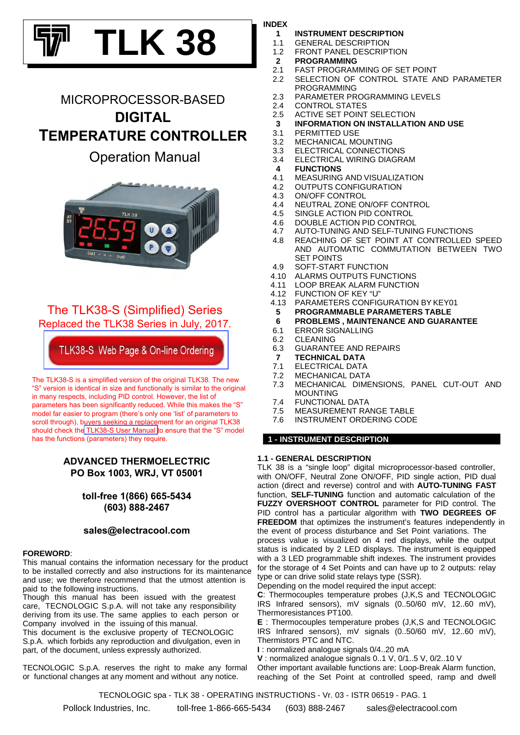# TLK 38

MICROPROCESSOR-BASED

**DIGITAL**

**TEMPERATURE CONTROLLER**

Operation Manual

The TLK38-S (Simplified) Series
Replaced the TLK38 Series in July, 2017.

TLK38-S Web Page & On-line Ordering

The TLK38-S is a simplified version of the original TLK38. The new "S" version is identical in size and functionally is similar to the original in many respects, including PID control. However, the list of parameters has been significantly reduced. While this makes the "S" model far easier to program (there's only one 'list' of parameters to scroll through), buyers seeking a replacement for an original TLK38 should check the TLK38-S User Manual to ensure that the "S" model has the functions (parameters) they require.

**ADVANCED THERMOELECTRIC**
**PO Box 1003, WRJ, VT 05001**

**toll-free 1(866) 665-5434**
**(603) 888-2467**

**sales@electracool.com**

**FOREWORD**:
This manual contains the information necessary for the product to be installed correctly and also instructions for its maintenance and use; we therefore recommend that the utmost attention is paid to the following instructions.
Though this manual has been issued with the greatest care, TECNOLOGIC S.p.A. will not take any responsibility deriving from its use. The same applies to each person or Company involved in the issuing of this manual.
This document is the exclusive property of TECNOLOGIC S.p.A. which forbids any reproduction and divulgation, even in part, of the document, unless expressly authorized.

TECNOLOGIC S.p.A. reserves the right to make any formal or functional changes at any moment and without any notice.

**INDEX**

- **1 INSTRUMENT DESCRIPTION**
- 1.1 GENERAL DESCRIPTION
- 1.2 FRONT PANEL DESCRIPTION
- **2 PROGRAMMING**
- 2.1 FAST PROGRAMMING OF SET POINT
- 2.2 SELECTION OF CONTROL STATE AND PARAMETER PROGRAMMING
- 2.3 PARAMETER PROGRAMMING LEVELS
- 2.4 CONTROL STATES
- 2.5 ACTIVE SET POINT SELECTION
- **3 INFORMATION ON INSTALLATION AND USE**
- 3.1 PERMITTED USE
- 3.2 MECHANICAL MOUNTING
- 3.3 ELECTRICAL CONNECTIONS
- 3.4 ELECTRICAL WIRING DIAGRAM
- **4 FUNCTIONS**
- 4.1 MEASURING AND VISUALIZATION
- 4.2 OUTPUTS CONFIGURATION
- 4.3 ON/OFF CONTROL
- 4.4 NEUTRAL ZONE ON/OFF CONTROL
- 4.5 SINGLE ACTION PID CONTROL
- 4.6 DOUBLE ACTION PID CONTROL
- 4.7 AUTO-TUNING AND SELF-TUNING FUNCTIONS
- 4.8 REACHING OF SET POINT AT CONTROLLED SPEED AND AUTOMATIC COMMUTATION BETWEEN TWO SET POINTS
- 4.9 SOFT-START FUNCTION
- 4.10 ALARMS OUTPUTS FUNCTIONS
- 4.11 LOOP BREAK ALARM FUNCTION
- 4.12 FUNCTION OF KEY "U"
- 4.13 PARAMETERS CONFIGURATION BY KEY01
- **5 PROGRAMMABLE PARAMETERS TABLE**
- **6 PROBLEMS , MAINTENANCE AND GUARANTEE**
- 6.1 ERROR SIGNALLING
- 6.2 CLEANING
- 6.3 GUARANTEE AND REPAIRS
- **7 TECHNICAL DATA**
- 7.1 ELECTRICAL DATA
- 7.2 MECHANICAL DATA
- 7.3 MECHANICAL DIMENSIONS, PANEL CUT-OUT AND MOUNTING
- 7.4 FUNCTIONAL DATA
- 7.5 MEASUREMENT RANGE TABLE
- 7.6 INSTRUMENT ORDERING CODE

## 1 - INSTRUMENT DESCRIPTION

### 1.1 - GENERAL DESCRIPTION

TLK 38 is a "single loop" digital microprocessor-based controller, with ON/OFF, Neutral Zone ON/OFF, PID single action, PID dual action (direct and reverse) control and with **AUTO-TUNING FAST** function, **SELF-TUNING** function and automatic calculation of the **FUZZY OVERSHOOT CONTROL** parameter for PID control. The PID control has a particular algorithm with **TWO DEGREES OF FREEDOM** that optimizes the instrument's features independently in the event of process disturbance and Set Point variations. The process value is visualized on 4 red displays, while the output status is indicated by 2 LED displays. The instrument is equipped with a 3 LED programmable shift indexes. The instrument provides for the storage of 4 Set Points and can have up to 2 outputs: relay type or can drive solid state relays type (SSR).
Depending on the model required the input accept:
**C**: Thermocouples temperature probes (J,K,S and TECNOLOGIC IRS Infrared sensors), mV signals (0..50/60 mV, 12..60 mV), Thermoresistances PT100.
**E** : Thermocouples temperature probes (J,K,S and TECNOLOGIC IRS Infrared sensors), mV signals (0..50/60 mV, 12..60 mV), Thermistors PTC and NTC.
**I** : normalized analogue signals 0/4..20 mA
**V** : normalized analogue signals 0..1 V, 0/1..5 V, 0/2..10 V
Other important available functions are: Loop-Break Alarm function, reaching of the Set Point at controlled speed, ramp and dwell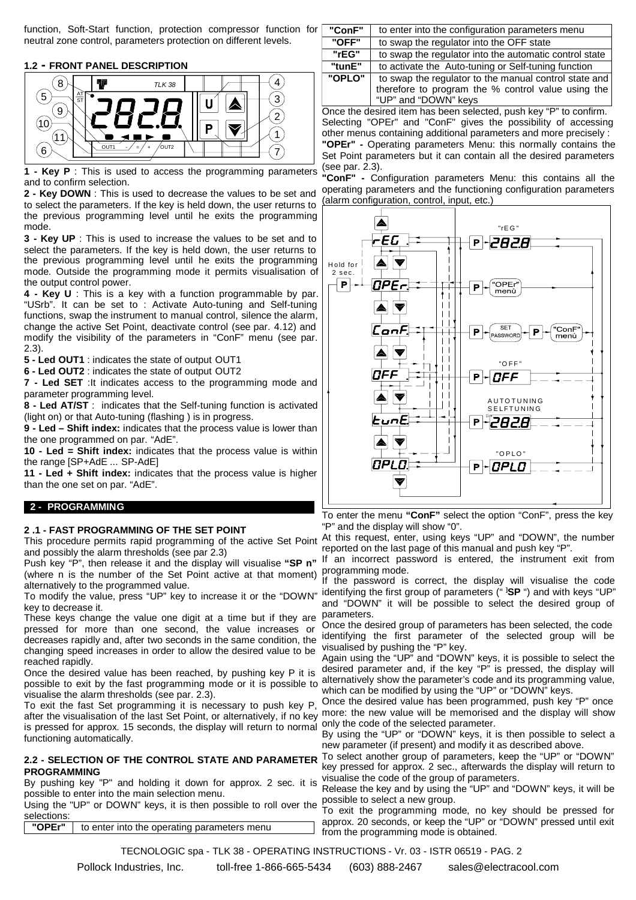function, Soft-Start function, protection compressor function for neutral zone control, parameters protection on different levels.

### 1.2 - FRONT PANEL DESCRIPTION

**1 - Key P** : This is used to access the programming parameters and to confirm selection.

**2 - Key DOWN** : This is used to decrease the values to be set and to select the parameters. If the key is held down, the user returns to the previous programming level until he exits the programming mode.

**3 - Key UP** : This is used to increase the values to be set and to select the parameters. If the key is held down, the user returns to the previous programming level until he exits the programming mode. Outside the programming mode it permits visualisation of the output control power.

**4 - Key U** : This is a key with a function programmable by par. "USrb". It can be set to : Activate Auto-tuning and Self-tuning functions, swap the instrument to manual control, silence the alarm, change the active Set Point, deactivate control (see par. 4.12) and modify the visibility of the parameters in "ConF" menu (see par. 2.3).

**5 - Led OUT1** : indicates the state of output OUT1

**6 - Led OUT2** : indicates the state of output OUT2

**7 - Led SET** :It indicates access to the programming mode and parameter programming level.

**8 - Led AT/ST** : indicates that the Self-tuning function is activated (light on) or that Auto-tuning (flashing ) is in progress.

**9 - Led – Shift index:** indicates that the process value is lower than the one programmed on par. "AdE".

**10 - Led = Shift index:** indicates that the process value is within the range [SP+AdE ... SP-AdE]

**11 - Led + Shift index:** indicates that the process value is higher than the one set on par. "AdE".

## 2 - PROGRAMMING

### 2 .1 - FAST PROGRAMMING OF THE SET POINT

This procedure permits rapid programming of the active Set Point and possibly the alarm thresholds (see par 2.3)

Push key "P", then release it and the display will visualise **"SP n"** (where n is the number of the Set Point active at that moment) alternatively to the programmed value.

To modify the value, press "UP" key to increase it or the "DOWN" key to decrease it.

These keys change the value one digit at a time but if they are pressed for more than one second, the value increases or decreases rapidly and, after two seconds in the same condition, the changing speed increases in order to allow the desired value to be reached rapidly.

Once the desired value has been reached, by pushing key P it is possible to exit by the fast programming mode or it is possible to visualise the alarm thresholds (see par. 2.3).

To exit the fast Set programming it is necessary to push key P, after the visualisation of the last Set Point, or alternatively, if no key is pressed for approx. 15 seconds, the display will return to normal functioning automatically.

### 2.2 - SELECTION OF THE CONTROL STATE AND PARAMETER PROGRAMMING

By pushing key "P" and holding it down for approx. 2 sec. it is possible to enter into the main selection menu.

Using the "UP" or DOWN" keys, it is then possible to roll over the selections:

| | |
|---|---|
| "OPEr" | to enter into the operating parameters menu |
| "ConF" | to enter into the configuration parameters menu |
| "OFF" | to swap the regulator into the OFF state |
| "rEG" | to swap the regulator into the automatic control state |
| "tunE" | to activate the Auto-tuning or Self-tuning function |
| "OPLO" | to swap the regulator to the manual control state and therefore to program the % control value using the "UP" and "DOWN" keys |

Once the desired item has been selected, push key "P" to confirm.

Selecting "OPEr" and "ConF" gives the possibility of accessing other menus containing additional parameters and more precisely :

**"OPEr" -** Operating parameters Menu: this normally contains the Set Point parameters but it can contain all the desired parameters (see par. 2.3).

**"ConF" -** Configuration parameters Menu: this contains all the operating parameters and the functioning configuration parameters (alarm configuration, control, input, etc.)

To enter the menu **"ConF"** select the option "ConF", press the key "P" and the display will show "0".

At this request, enter, using keys "UP" and "DOWN", the number reported on the last page of this manual and push key "P".

If an incorrect password is entered, the instrument exit from programming mode.

If the password is correct, the display will visualise the code identifying the first group of parameters (" ]**SP** ") and with keys "UP" and "DOWN" it will be possible to select the desired group of parameters.

Once the desired group of parameters has been selected, the code identifying the first parameter of the selected group will be visualised by pushing the "P" key.

Again using the "UP" and "DOWN" keys, it is possible to select the desired parameter and, if the key "P" is pressed, the display will alternatively show the parameter's code and its programming value, which can be modified by using the "UP" or "DOWN" keys.

Once the desired value has been programmed, push key "P" once more: the new value will be memorised and the display will show only the code of the selected parameter.

By using the "UP" or "DOWN" keys, it is then possible to select a new parameter (if present) and modify it as described above.

To select another group of parameters, keep the "UP" or "DOWN" key pressed for approx. 2 sec., afterwards the display will return to visualise the code of the group of parameters.

Release the key and by using the "UP" and "DOWN" keys, it will be possible to select a new group.

To exit the programming mode, no key should be pressed for approx. 20 seconds, or keep the "UP" or "DOWN" pressed until exit from the programming mode is obtained.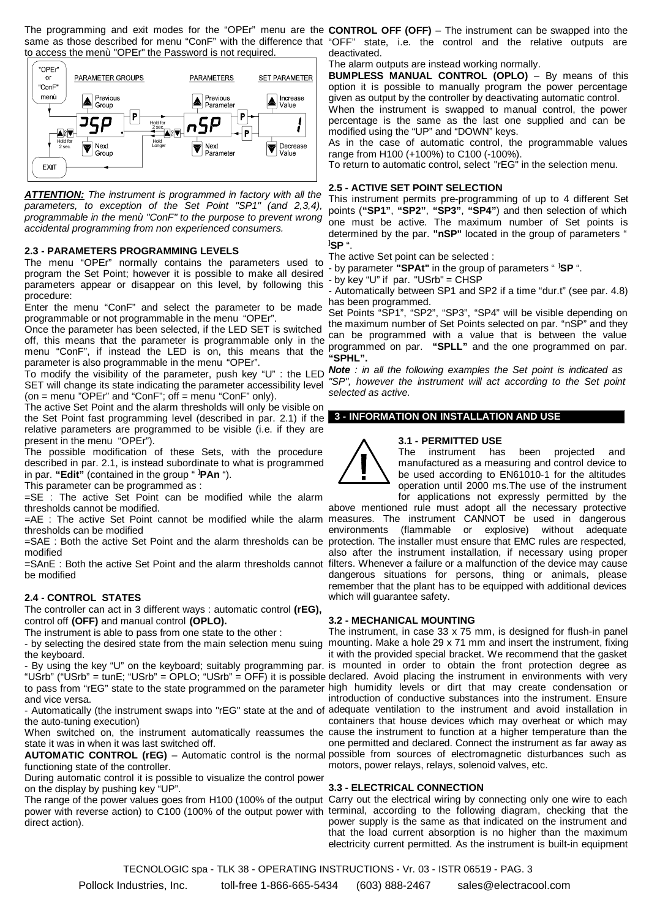The programming and exit modes for the "OPEr" menu are the same as those described for menu "ConF" with the difference that to access the menù "OPEr" the Password is not required.

*ATTENTION: The instrument is programmed in factory with all the parameters, to exception of the Set Point "SP1" (and 2,3,4), programmable in the menù "ConF" to the purpose to prevent wrong accidental programming from non experienced consumers.*

### 2.3 - PARAMETERS PROGRAMMING LEVELS

The menu "OPEr" normally contains the parameters used to program the Set Point; however it is possible to make all desired parameters appear or disappear on this level, by following this procedure:

Enter the menu "ConF" and select the parameter to be made programmable or not programmable in the menu "OPEr".

Once the parameter has been selected, if the LED SET is switched off, this means that the parameter is programmable only in the menu "ConF", if instead the LED is on, this means that the parameter is also programmable in the menu "OPEr".

To modify the visibility of the parameter, push key "U" : the LED SET will change its state indicating the parameter accessibility level (on = menu "OPEr" and "ConF"; off = menu "ConF" only).

The active Set Point and the alarm thresholds will only be visible on the Set Point fast programming level (described in par. 2.1) if the relative parameters are programmed to be visible (i.e. if they are present in the menu "OPEr").

The possible modification of these Sets, with the procedure described in par. 2.1, is instead subordinate to what is programmed in par. **"Edit"** (contained in the group " ]**PAn** ").

This parameter can be programmed as :

=SE : The active Set Point can be modified while the alarm thresholds cannot be modified.

=AE : The active Set Point cannot be modified while the alarm thresholds can be modified

=SAE : Both the active Set Point and the alarm thresholds can be modified

=SAnE : Both the active Set Point and the alarm thresholds cannot be modified

### 2.4 - CONTROL STATES

The controller can act in 3 different ways : automatic control **(rEG),** control off **(OFF)** and manual control **(OPLO).**

The instrument is able to pass from one state to the other :

- by selecting the desired state from the main selection menu suing the keyboard.
- By using the key "U" on the keyboard; suitably programming par. "USrb" ("USrb" = tunE; "USrb" = OPLO; "USrb" = OFF) it is possible to pass from "rEG" state to the state programmed on the parameter and vice versa.
- Automatically (the instrument swaps into "rEG" state at the and of the auto-tuning execution)

When switched on, the instrument automatically reassumes the state it was in when it was last switched off.

**AUTOMATIC CONTROL (rEG)** – Automatic control is the normal functioning state of the controller.

During automatic control it is possible to visualize the control power on the display by pushing key "UP".

The range of the power values goes from H100 (100% of the output power with reverse action) to C100 (100% of the output power with direct action).

**CONTROL OFF (OFF)** – The instrument can be swapped into the "OFF" state, i.e. the control and the relative outputs are deactivated.

The alarm outputs are instead working normally.

**BUMPLESS MANUAL CONTROL (OPLO)** – By means of this option it is possible to manually program the power percentage given as output by the controller by deactivating automatic control.

When the instrument is swapped to manual control, the power percentage is the same as the last one supplied and can be modified using the "UP" and "DOWN" keys.

As in the case of automatic control, the programmable values range from H100 (+100%) to C100 (-100%).

To return to automatic control, select "rEG" in the selection menu.

### 2.5 - ACTIVE SET POINT SELECTION

This instrument permits pre-programming of up to 4 different Set points (**"SP1"**, **"SP2"**, **"SP3"**, **"SP4"**) and then selection of which one must be active. The maximum number of Set points is determined by the par. **"nSP"** located in the group of parameters " ]**SP** ".

The active Set point can be selected :

- by parameter **"SPAt"** in the group of parameters " ]**SP** ".
- by key "U" if par. "USrb" = CHSP
- Automatically between SP1 and SP2 if a time "dur.t" (see par. 4.8) has been programmed.

Set Points "SP1", "SP2", "SP3", "SP4" will be visible depending on the maximum number of Set Points selected on par. "nSP" and they can be programmed with a value that is between the value programmed on par. **"SPLL"** and the one programmed on par. **"SPHL".**

***Note** : in all the following examples the Set point is indicated as "SP", however the instrument will act according to the Set point selected as active.*

## 3 - INFORMATION ON INSTALLATION AND USE

### 3.1 - PERMITTED USE

The instrument has been projected and manufactured as a measuring and control device to be used according to EN61010-1 for the altitudes operation until 2000 ms.The use of the instrument for applications not expressly permitted by the above mentioned rule must adopt all the necessary protective measures. The instrument CANNOT be used in dangerous environments (flammable or explosive) without adequate protection. The installer must ensure that EMC rules are respected, also after the instrument installation, if necessary using proper filters. Whenever a failure or a malfunction of the device may cause dangerous situations for persons, thing or animals, please remember that the plant has to be equipped with additional devices which will guarantee safety.

### 3.2 - MECHANICAL MOUNTING

The instrument, in case 33 x 75 mm, is designed for flush-in panel mounting. Make a hole 29 x 71 mm and insert the instrument, fixing it with the provided special bracket. We recommend that the gasket is mounted in order to obtain the front protection degree as declared. Avoid placing the instrument in environments with very high humidity levels or dirt that may create condensation or introduction of conductive substances into the instrument. Ensure adequate ventilation to the instrument and avoid installation in containers that house devices which may overheat or which may cause the instrument to function at a higher temperature than the one permitted and declared. Connect the instrument as far away as possible from sources of electromagnetic disturbances such as motors, power relays, relays, solenoid valves, etc.

### 3.3 - ELECTRICAL CONNECTION

Carry out the electrical wiring by connecting only one wire to each terminal, according to the following diagram, checking that the power supply is the same as that indicated on the instrument and that the load current absorption is no higher than the maximum electricity current permitted. As the instrument is built-in equipment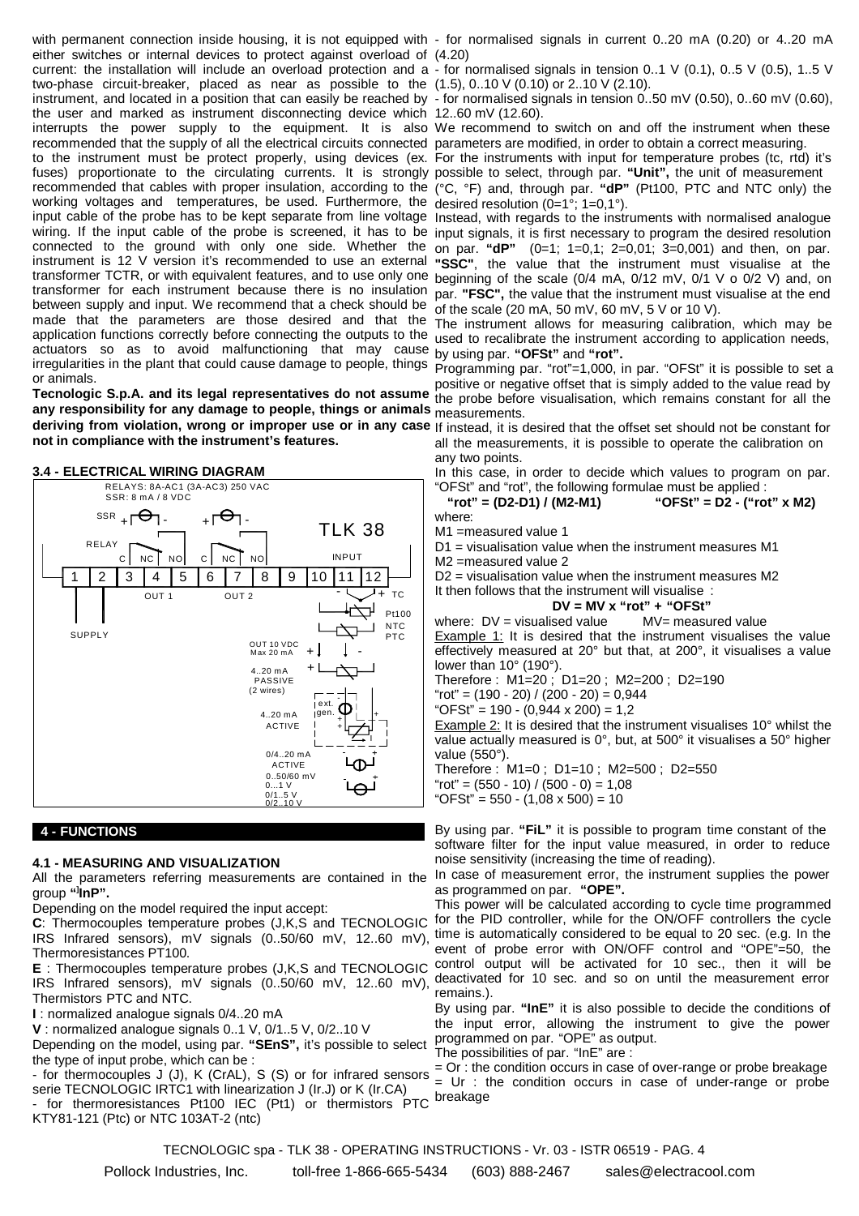with permanent connection inside housing, it is not equipped with either switches or internal devices to protect against overload of current: the installation will include an overload protection and a two-phase circuit-breaker, placed as near as possible to the instrument, and located in a position that can easily be reached by the user and marked as instrument disconnecting device which interrupts the power supply to the equipment. It is also recommended that the supply of all the electrical circuits connected to the instrument must be protect properly, using devices (ex. fuses) proportionate to the circulating currents. It is strongly recommended that cables with proper insulation, according to the working voltages and temperatures, be used. Furthermore, the input cable of the probe has to be kept separate from line voltage wiring. If the input cable of the probe is screened, it has to be connected to the ground with only one side. Whether the instrument is 12 V version it's recommended to use an external transformer TCTR, or with equivalent features, and to use only one transformer for each instrument because there is no insulation between supply and input. We recommend that a check should be made that the parameters are those desired and that the application functions correctly before connecting the outputs to the actuators so as to avoid malfunctioning that may cause irregularities in the plant that could cause damage to people, things or animals.

**Tecnologic S.p.A. and its legal representatives do not assume any responsibility for any damage to people, things or animals deriving from violation, wrong or improper use or in any case not in compliance with the instrument's features.**

### 3.4 - ELECTRICAL WIRING DIAGRAM

RELAYS: 8A-AC1 (3A-AC3) 250 VAC
SSR: 8 mA / 8 VDC

TLK 38

SSR, RELAY, C, NC, NO, C, NC, NO, INPUT

1 2 3 4 5 6 7 8 9 10 11 12

OUT 1, OUT 2, SUPPLY, TC, Pt100 NTC PTC, OUT 10 VDC Max 20 mA, 4..20 mA PASSIVE (2 wires), 4..20 mA ACTIVE, ext. gen., 0/4..20 mA ACTIVE, 0..50/60 mV 0...1 V 0/1..5 V 0/2..10 V

## 4 - FUNCTIONS

### 4.1 - MEASURING AND VISUALIZATION

All the parameters referring measurements are contained in the group "]InP".

Depending on the model required the input accept:

**C**: Thermocouples temperature probes (J,K,S and TECNOLOGIC IRS Infrared sensors), mV signals (0..50/60 mV, 12..60 mV), Thermoresistances PT100.

**E** : Thermocouples temperature probes (J,K,S and TECNOLOGIC IRS Infrared sensors), mV signals (0..50/60 mV, 12..60 mV), Thermistors PTC and NTC.

**I** : normalized analogue signals 0/4..20 mA

**V** : normalized analogue signals 0..1 V, 0/1..5 V, 0/2..10 V

Depending on the model, using par. **"SEnS"**, it's possible to select the type of input probe, which can be :

- for thermocouples J (J), K (CrAL), S (S) or for infrared sensors serie TECNOLOGIC IRTC1 with linearization J (Ir.J) or K (Ir.CA)
- for thermoresistances Pt100 IEC (Pt1) or thermistors PTC KTY81-121 (Ptc) or NTC 103AT-2 (ntc)
- for normalised signals in current 0..20 mA (0.20) or 4..20 mA (4.20)
- for normalised signals in tension 0..1 V (0.1), 0..5 V (0.5), 1..5 V (1.5), 0..10 V (0.10) or 2..10 V (2.10).
- for normalised signals in tension 0..50 mV (0.50), 0..60 mV (0.60), 12..60 mV (12.60).

We recommend to switch on and off the instrument when these parameters are modified, in order to obtain a correct measuring.

For the instruments with input for temperature probes (tc, rtd) it's possible to select, through par. **"Unit",** the unit of measurement (°C, °F) and, through par. **"dP"** (Pt100, PTC and NTC only) the desired resolution (0=1°; 1=0,1°).

Instead, with regards to the instruments with normalised analogue input signals, it is first necessary to program the desired resolution on par. **"dP"** (0=1; 1=0,1; 2=0,01; 3=0,001) and then, on par. **"SSC"**, the value that the instrument must visualise at the beginning of the scale (0/4 mA, 0/12 mV, 0/1 V o 0/2 V) and, on par. **"FSC",** the value that the instrument must visualise at the end of the scale (20 mA, 50 mV, 60 mV, 5 V or 10 V).

The instrument allows for measuring calibration, which may be used to recalibrate the instrument according to application needs, by using par. **"OFSt"** and **"rot".**

Programming par. "rot"=1,000, in par. "OFSt" it is possible to set a positive or negative offset that is simply added to the value read by the probe before visualisation, which remains constant for all the measurements.

If instead, it is desired that the offset set should not be constant for all the measurements, it is possible to operate the calibration on any two points.

In this case, in order to decide which values to program on par. "OFSt" and "rot", the following formulae must be applied :

**"rot" = (D2-D1) / (M2-M1)**   **"OFSt" = D2 - ("rot" x M2)**

where:

M1 =measured value 1
D1 = visualisation value when the instrument measures M1
M2 =measured value 2
D2 = visualisation value when the instrument measures M2

It then follows that the instrument will visualise :

**DV = MV x "rot" + "OFSt"**

where: DV = visualised value   MV= measured value

Example 1: It is desired that the instrument visualises the value effectively measured at 20° but that, at 200°, it visualises a value lower than 10° (190°).

Therefore : M1=20 ; D1=20 ; M2=200 ; D2=190
"rot" = (190 - 20) / (200 - 20) = 0,944
"OFSt" = 190 - (0,944 x 200) = 1,2

Example 2: It is desired that the instrument visualises 10° whilst the value actually measured is 0°, but, at 500° it visualises a 50° higher value (550°).

Therefore : M1=0 ; D1=10 ; M2=500 ; D2=550
"rot" = (550 - 10) / (500 - 0) = 1,08
"OFSt" = 550 - (1,08 x 500) = 10

By using par. **"FiL"** it is possible to program time constant of the software filter for the input value measured, in order to reduce noise sensitivity (increasing the time of reading).

In case of measurement error, the instrument supplies the power as programmed on par. **"OPE".**

This power will be calculated according to cycle time programmed for the PID controller, while for the ON/OFF controllers the cycle time is automatically considered to be equal to 20 sec. (e.g. In the event of probe error with ON/OFF control and "OPE"=50, the control output will be activated for 10 sec., then it will be deactivated for 10 sec. and so on until the measurement error remains.).

By using par. **"InE"** it is also possible to decide the conditions of the input error, allowing the instrument to give the power programmed on par. "OPE" as output.

The possibilities of par. "InE" are :

= Or : the condition occurs in case of over-range or probe breakage
= Ur : the condition occurs in case of under-range or probe breakage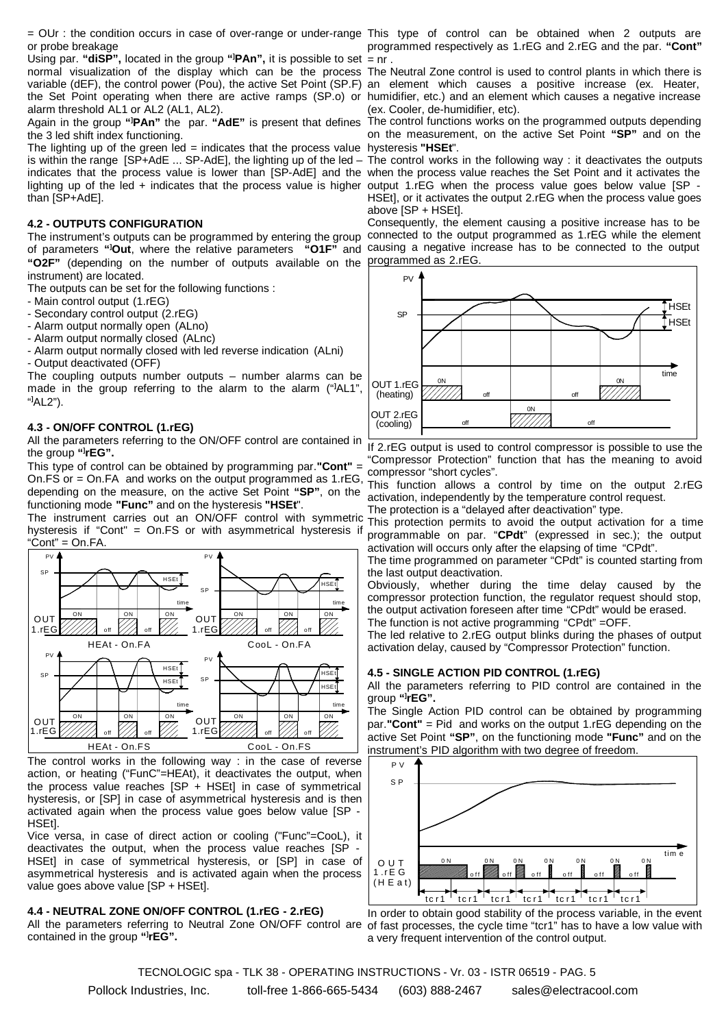= OUr : the condition occurs in case of over-range or under-range or probe breakage

Using par. **"diSP",** located in the group **"PAn",** it is possible to set normal visualization of the display which can be the process variable (dEF), the control power (Pou), the active Set Point (SP.F) the Set Point operating when there are active ramps (SP.o) or alarm threshold AL1 or AL2 (AL1, AL2).

Again in the group **"PAn"** the par. **"AdE"** is present that defines the 3 led shift index functioning.

The lighting up of the green led = indicates that the process value is within the range [SP+AdE ... SP-AdE], the lighting up of the led – indicates that the process value is lower than [SP-AdE] and the lighting up of the led + indicates that the process value is higher than [SP+AdE].

### 4.2 - OUTPUTS CONFIGURATION

The instrument's outputs can be programmed by entering the group of parameters **"Out**, where the relative parameters **"O1F"** and **"O2F"** (depending on the number of outputs available on the instrument) are located.

The outputs can be set for the following functions :

- Main control output (1.rEG)
- Secondary control output (2.rEG)
- Alarm output normally open (ALno)
- Alarm output normally closed (ALnc)
- Alarm output normally closed with led reverse indication (ALni)
- Output deactivated (OFF)

The coupling outputs number outputs – number alarms can be made in the group referring to the alarm to the alarm ("AL1", "AL2").

### 4.3 - ON/OFF CONTROL (1.rEG)

All the parameters referring to the ON/OFF control are contained in the group **"rEG".**

This type of control can be obtained by programming par.**"Cont"** = On.FS or = On.FA and works on the output programmed as 1.rEG, depending on the measure, on the active Set Point **"SP"**, on the functioning mode **"Func"** and on the hysteresis **"HSEt"**.

The instrument carries out an ON/OFF control with symmetric hysteresis if "Cont" = On.FS or with asymmetrical hysteresis if "Cont" = On.FA.

HEAt - On.FA | CooL - On.FA | HEAt - On.FS | CooL - On.FS

The control works in the following way : in the case of reverse action, or heating ("FunC"=HEAt), it deactivates the output, when the process value reaches [SP + HSEt] in case of symmetrical hysteresis, or [SP] in case of asymmetrical hysteresis and is then activated again when the process value goes below value [SP - HSEt].

Vice versa, in case of direct action or cooling ("Func"=CooL), it deactivates the output, when the process value reaches [SP - HSEt] in case of symmetrical hysteresis, or [SP] in case of asymmetrical hysteresis and is activated again when the process value goes above value [SP + HSEt].

### 4.4 - NEUTRAL ZONE ON/OFF CONTROL (1.rEG - 2.rEG)

All the parameters referring to Neutral Zone ON/OFF control are contained in the group **"rEG".**

This type of control can be obtained when 2 outputs are programmed respectively as 1.rEG and 2.rEG and the par. **"Cont"** = nr .

The Neutral Zone control is used to control plants in which there is an element which causes a positive increase (ex. Heater, humidifier, etc.) and an element which causes a negative increase (ex. Cooler, de-humidifier, etc).

The control functions works on the programmed outputs depending on the measurement, on the active Set Point **"SP"** and on the hysteresis **"HSEt"**.

The control works in the following way : it deactivates the outputs when the process value reaches the Set Point and it activates the output 1.rEG when the process value goes below value [SP - HSEt], or it activates the output 2.rEG when the process value goes above [SP + HSEt].

Consequently, the element causing a positive increase has to be connected to the output programmed as 1.rEG while the element causing a negative increase has to be connected to the output programmed as 2.rEG.

If 2.rEG output is used to control compressor is possible to use the "Compressor Protection" function that has the meaning to avoid compressor "short cycles".

This function allows a control by time on the output 2.rEG activation, independently by the temperature control request.

The protection is a "delayed after deactivation" type.

This protection permits to avoid the output activation for a time programmable on par. "**CPdt**" (expressed in sec.); the output activation will occurs only after the elapsing of time "CPdt".

The time programmed on parameter "CPdt" is counted starting from the last output deactivation.

Obviously, whether during the time delay caused by the compressor protection function, the regulator request should stop, the output activation foreseen after time "CPdt" would be erased.

The function is not active programming "CPdt" =OFF.

The led relative to 2.rEG output blinks during the phases of output activation delay, caused by "Compressor Protection" function.

### 4.5 - SINGLE ACTION PID CONTROL (1.rEG)

All the parameters referring to PID control are contained in the group **"rEG".**

The Single Action PID control can be obtained by programming par.**"Cont"** = Pid and works on the output 1.rEG depending on the active Set Point **"SP"**, on the functioning mode **"Func"** and on the instrument's PID algorithm with two degree of freedom.

In order to obtain good stability of the process variable, in the event of fast processes, the cycle time "tcr1" has to have a low value with a very frequent intervention of the control output.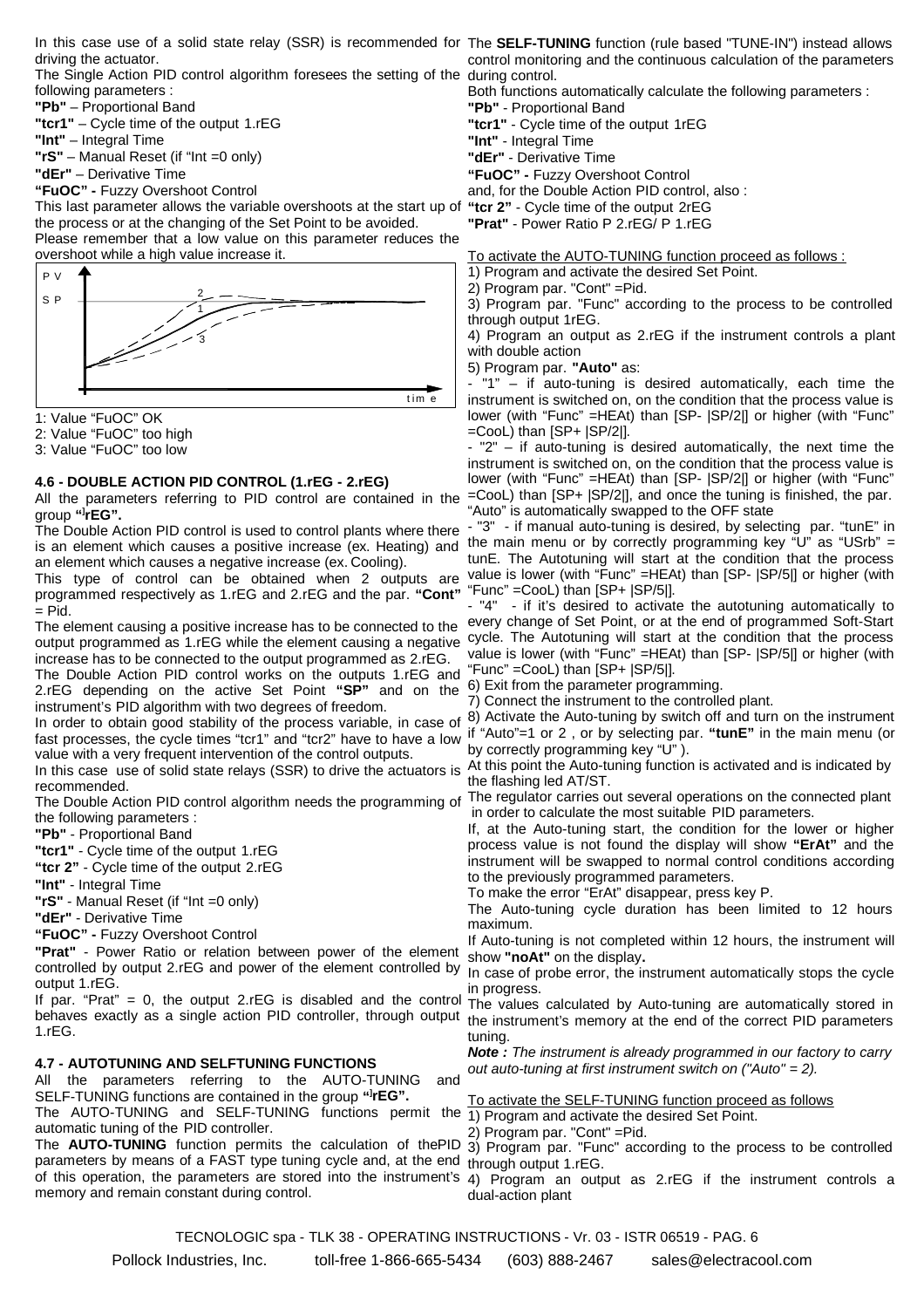In this case use of a solid state relay (SSR) is recommended for driving the actuator.

The Single Action PID control algorithm foresees the setting of the following parameters :

**"Pb"** – Proportional Band

**"tcr1"** – Cycle time of the output 1.rEG

**"Int"** – Integral Time

**"rS"** – Manual Reset (if "Int =0 only)

**"dEr"** – Derivative Time

**"FuOC" -** Fuzzy Overshoot Control

This last parameter allows the variable overshoots at the start up of the process or at the changing of the Set Point to be avoided.

Please remember that a low value on this parameter reduces the overshoot while a high value increase it.

1: Value "FuOC" OK

2: Value "FuOC" too high

3: Value "FuOC" too low

### 4.6 - DOUBLE ACTION PID CONTROL (1.rEG - 2.rEG)

All the parameters referring to PID control are contained in the group **"ʲrEG".**

The Double Action PID control is used to control plants where there is an element which causes a positive increase (ex. Heating) and an element which causes a negative increase (ex. Cooling).

This type of control can be obtained when 2 outputs are programmed respectively as 1.rEG and 2.rEG and the par. **"Cont"** = Pid.

The element causing a positive increase has to be connected to the output programmed as 1.rEG while the element causing a negative increase has to be connected to the output programmed as 2.rEG.

The Double Action PID control works on the outputs 1.rEG and 2.rEG depending on the active Set Point **"SP"** and on the instrument's PID algorithm with two degrees of freedom.

In order to obtain good stability of the process variable, in case of fast processes, the cycle times "tcr1" and "tcr2" have to have a low value with a very frequent intervention of the control outputs.

In this case use of solid state relays (SSR) to drive the actuators is recommended.

The Double Action PID control algorithm needs the programming of the following parameters :

**"Pb"** - Proportional Band

**"tcr1"** - Cycle time of the output 1.rEG

**"tcr 2"** - Cycle time of the output 2.rEG

**"Int"** - Integral Time

**"rS"** - Manual Reset (if "Int =0 only)

**"dEr"** - Derivative Time

**"FuOC" -** Fuzzy Overshoot Control

**"Prat"** - Power Ratio or relation between power of the element controlled by output 2.rEG and power of the element controlled by output 1.rEG.

If par. "Prat" = 0, the output 2.rEG is disabled and the control behaves exactly as a single action PID controller, through output 1.rEG.

### 4.7 - AUTOTUNING AND SELFTUNING FUNCTIONS

All the parameters referring to the AUTO-TUNING and SELF-TUNING functions are contained in the group **"ʲrEG".**

The AUTO-TUNING and SELF-TUNING functions permit the automatic tuning of the PID controller.

The **AUTO-TUNING** function permits the calculation of thePID parameters by means of a FAST type tuning cycle and, at the end of this operation, the parameters are stored into the instrument's memory and remain constant during control.

The **SELF-TUNING** function (rule based "TUNE-IN") instead allows control monitoring and the continuous calculation of the parameters during control.

Both functions automatically calculate the following parameters :

**"Pb"** - Proportional Band

**"tcr1"** - Cycle time of the output 1rEG

**"Int"** - Integral Time

**"dEr"** - Derivative Time

**"FuOC" -** Fuzzy Overshoot Control

and, for the Double Action PID control, also :

**"tcr 2"** - Cycle time of the output 2rEG

**"Prat"** - Power Ratio P 2.rEG/ P 1.rEG

To activate the AUTO-TUNING function proceed as follows :

1) Program and activate the desired Set Point.

2) Program par. "Cont" =Pid.

3) Program par. "Func" according to the process to be controlled through output 1rEG.

4) Program an output as 2.rEG if the instrument controls a plant with double action

5) Program par. **"Auto"** as:

- "1" – if auto-tuning is desired automatically, each time the instrument is switched on, on the condition that the process value is lower (with "Func" =HEAt) than [SP- |SP/2|] or higher (with "Func" =CooL) than [SP+ |SP/2|].
- "2" – if auto-tuning is desired automatically, the next time the instrument is switched on, on the condition that the process value is lower (with "Func" =HEAt) than [SP- |SP/2|] or higher (with "Func" =CooL) than [SP+ |SP/2|], and once the tuning is finished, the par. "Auto" is automatically swapped to the OFF state
- "3" - if manual auto-tuning is desired, by selecting par. "tunE" in the main menu or by correctly programming key "U" as "USrb" = tunE. The Autotuning will start at the condition that the process value is lower (with "Func" =HEAt) than [SP- |SP/5|] or higher (with "Func" =CooL) than [SP+ |SP/5|].
- "4" - if it's desired to activate the autotuning automatically to every change of Set Point, or at the end of programmed Soft-Start cycle. The Autotuning will start at the condition that the process value is lower (with "Func" =HEAt) than [SP- |SP/5|] or higher (with "Func" =CooL) than [SP+ |SP/5|].

6) Exit from the parameter programming.

7) Connect the instrument to the controlled plant.

8) Activate the Auto-tuning by switch off and turn on the instrument if "Auto"=1 or 2 , or by selecting par. **"tunE"** in the main menu (or by correctly programming key "U" ).

At this point the Auto-tuning function is activated and is indicated by the flashing led AT/ST.

The regulator carries out several operations on the connected plant in order to calculate the most suitable PID parameters.

If, at the Auto-tuning start, the condition for the lower or higher process value is not found the display will show **"ErAt"** and the instrument will be swapped to normal control conditions according to the previously programmed parameters.

To make the error "ErAt" disappear, press key P.

The Auto-tuning cycle duration has been limited to 12 hours maximum.

If Auto-tuning is not completed within 12 hours, the instrument will show **"noAt"** on the display**.**

In case of probe error, the instrument automatically stops the cycle in progress.

The values calculated by Auto-tuning are automatically stored in the instrument's memory at the end of the correct PID parameters tuning.

***Note :*** *The instrument is already programmed in our factory to carry out auto-tuning at first instrument switch on ("Auto" = 2).*

To activate the SELF-TUNING function proceed as follows

1) Program and activate the desired Set Point.

2) Program par. "Cont" =Pid.

3) Program par. "Func" according to the process to be controlled through output 1.rEG.

4) Program an output as 2.rEG if the instrument controls a dual-action plant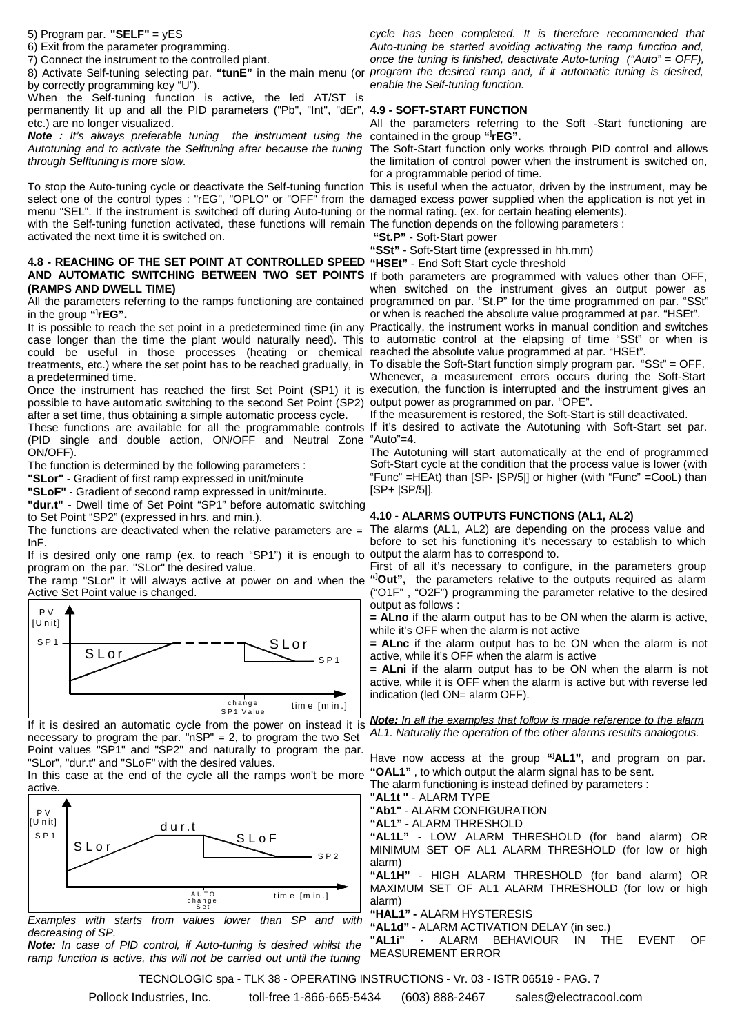5) Program par. **"SELF"** = yES

6) Exit from the parameter programming.

7) Connect the instrument to the controlled plant.

8) Activate Self-tuning selecting par. **"tunE"** in the main menu (or by correctly programming key "U").

When the Self-tuning function is active, the led AT/ST is permanently lit up and all the PID parameters ("Pb", "Int", "dEr", etc.) are no longer visualized.

***Note :*** *It's always preferable tuning the instrument using the Autotuning and to activate the Selftuning after because the tuning through Selftuning is more slow.*

To stop the Auto-tuning cycle or deactivate the Self-tuning function select one of the control types : "rEG", "OPLO" or "OFF" from the menu "SEL". If the instrument is switched off during Auto-tuning or with the Self-tuning function activated, these functions will remain activated the next time it is switched on.

### 4.8 - REACHING OF THE SET POINT AT CONTROLLED SPEED AND AUTOMATIC SWITCHING BETWEEN TWO SET POINTS (RAMPS AND DWELL TIME)

All the parameters referring to the ramps functioning are contained in the group **"]rEG"**.

It is possible to reach the set point in a predetermined time (in any case longer than the time the plant would naturally need). This could be useful in those processes (heating or chemical treatments, etc.) where the set point has to be reached gradually, in a predetermined time.

Once the instrument has reached the first Set Point (SP1) it is possible to have automatic switching to the second Set Point (SP2) after a set time, thus obtaining a simple automatic process cycle.

These functions are available for all the programmable controls (PID single and double action, ON/OFF and Neutral Zone ON/OFF).

The function is determined by the following parameters :

**"SLor"** - Gradient of first ramp expressed in unit/minute

**"SLoF"** - Gradient of second ramp expressed in unit/minute.

**"dur.t"** - Dwell time of Set Point "SP1" before automatic switching to Set Point "SP2" (expressed in hrs. and min.).

The functions are deactivated when the relative parameters are = InF.

If is desired only one ramp (ex. to reach "SP1") it is enough to program on the par. "SLor" the desired value.

The ramp "SLor" it will always active at power on and when the Active Set Point value is changed.

If it is desired an automatic cycle from the power on instead it is necessary to program the par. "nSP" = 2, to program the two Set Point values "SP1" and "SP2" and naturally to program the par. "SLor", "dur.t" and "SLoF" with the desired values.

In this case at the end of the cycle all the ramps won't be more active.

*Examples with starts from values lower than SP and with decreasing of SP.*

***Note:*** *In case of PID control, if Auto-tuning is desired whilst the ramp function is active, this will not be carried out until the tuning cycle has been completed. It is therefore recommended that Auto-tuning be started avoiding activating the ramp function and, once the tuning is finished, deactivate Auto-tuning ("Auto" = OFF), program the desired ramp and, if it automatic tuning is desired, enable the Self-tuning function.*

### 4.9 - SOFT-START FUNCTION

All the parameters referring to the Soft -Start functioning are contained in the group **"]rEG"**.

The Soft-Start function only works through PID control and allows the limitation of control power when the instrument is switched on, for a programmable period of time.

This is useful when the actuator, driven by the instrument, may be damaged excess power supplied when the application is not yet in the normal rating. (ex. for certain heating elements).

The function depends on the following parameters :

**"St.P"** - Soft-Start power

**"SSt"** - Soft-Start time (expressed in hh.mm)

**"HSEt"** - End Soft Start cycle threshold

If both parameters are programmed with values other than OFF, when switched on the instrument gives an output power as programmed on par. "St.P" for the time programmed on par. "SSt" or when is reached the absolute value programmed at par. "HSEt".

Practically, the instrument works in manual condition and switches to automatic control at the elapsing of time "SSt" or when is reached the absolute value programmed at par. "HSEt".

To disable the Soft-Start function simply program par. "SSt" = OFF.

Whenever, a measurement errors occurs during the Soft-Start execution, the function is interrupted and the instrument gives an output power as programmed on par. "OPE".

If the measurement is restored, the Soft-Start is still deactivated.

If it's desired to activate the Autotuning with Soft-Start set par. "Auto"=4.

The Autotuning will start automatically at the end of programmed Soft-Start cycle at the condition that the process value is lower (with "Func" =HEAt) than [SP- |SP/5|] or higher (with "Func" =CooL) than [SP+ |SP/5|].

### 4.10 - ALARMS OUTPUTS FUNCTIONS (AL1, AL2)

The alarms (AL1, AL2) are depending on the process value and before to set his functioning it's necessary to establish to which output the alarm has to correspond to.

First of all it's necessary to configure, in the parameters group **"]Out",** the parameters relative to the outputs required as alarm ("O1F" , "O2F") programming the parameter relative to the desired output as follows :

**= ALno** if the alarm output has to be ON when the alarm is active, while it's OFF when the alarm is not active

**= ALnc** if the alarm output has to be ON when the alarm is not active, while it's OFF when the alarm is active

**= ALni** if the alarm output has to be ON when the alarm is not active, while it is OFF when the alarm is active but with reverse led indication (led ON= alarm OFF).

***Note:*** *In all the examples that follow is made reference to the alarm AL1. Naturally the operation of the other alarms results analogous.*

Have now access at the group **"]AL1",** and program on par. **"OAL1"** , to which output the alarm signal has to be sent.

The alarm functioning is instead defined by parameters :

**"AL1t "** - ALARM TYPE

**"Ab1"** - ALARM CONFIGURATION

**"AL1"** - ALARM THRESHOLD

**"AL1L"** - LOW ALARM THRESHOLD (for band alarm) OR MINIMUM SET OF AL1 ALARM THRESHOLD (for low or high alarm)

**"AL1H"** - HIGH ALARM THRESHOLD (for band alarm) OR MAXIMUM SET OF AL1 ALARM THRESHOLD (for low or high alarm)

**"HAL1" -** ALARM HYSTERESIS

**"AL1d"** - ALARM ACTIVATION DELAY (in sec.)

**"AL1i"** - ALARM BEHAVIOUR IN THE EVENT OF MEASUREMENT ERROR

TECNOLOGIC spa - TLK 38 - OPERATING INSTRUCTIONS - Vr. 03 - ISTR 06519 - PAG. 7

Pollock Industries, Inc. toll-free 1-866-665-5434 (603) 888-2467 sales@electracool.com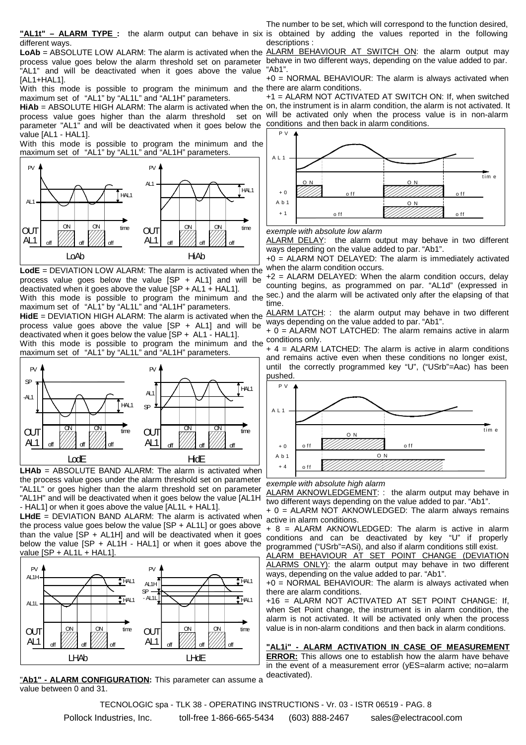**"AL1t" – ALARM TYPE :** the alarm output can behave in six different ways.

**LoAb** = ABSOLUTE LOW ALARM: The alarm is activated when the process value goes below the alarm threshold set on parameter "AL1" and will be deactivated when it goes above the value [AL1+HAL1].

With this mode is possible to program the minimum and the maximum set of "AL1" by "AL1L" and "AL1H" parameters.

**HiAb** = ABSOLUTE HIGH ALARM: The alarm is activated when the process value goes higher than the alarm threshold set on parameter "AL1" and will be deactivated when it goes below the value [AL1 - HAL1].

With this mode is possible to program the minimum and the maximum set of "AL1" by "AL1L" and "AL1H" parameters.

**LodE** = DEVIATION LOW ALARM: The alarm is activated when the process value goes below the value [SP + AL1] and will be deactivated when it goes above the value [SP + AL1 + HAL1].

With this mode is possible to program the minimum and the maximum set of "AL1" by "AL1L" and "AL1H" parameters.

**HidE** = DEVIATION HIGH ALARM: The alarm is activated when the process value goes above the value [SP + AL1] and will be deactivated when it goes below the value [SP + AL1 - HAL1].

With this mode is possible to program the minimum and the maximum set of "AL1" by "AL1L" and "AL1H" parameters.

**LHAb** = ABSOLUTE BAND ALARM: The alarm is activated when the process value goes under the alarm threshold set on parameter "AL1L" or goes higher than the alarm threshold set on parameter "AL1H" and will be deactivated when it goes below the value [AL1H - HAL1] or when it goes above the value [AL1L + HAL1].

**LHdE** = DEVIATION BAND ALARM: The alarm is activated when the process value goes below the value [SP + AL1L] or goes above than the value [SP + AL1H] and will be deactivated when it goes below the value [SP + AL1H - HAL1] or when it goes above the value [SP + AL1L + HAL1].

"**Ab1" - ALARM CONFIGURATION:** This parameter can assume a value between 0 and 31.

The number to be set, which will correspond to the function desired, is obtained by adding the values reported in the following descriptions :

ALARM BEHAVIOUR AT SWITCH ON: the alarm output may behave in two different ways, depending on the value added to par. "Ab1".

+0 = NORMAL BEHAVIOUR: The alarm is always activated when there are alarm conditions.

+1 = ALARM NOT ACTIVATED AT SWITCH ON: If, when switched on, the instrument is in alarm condition, the alarm is not activated. It will be activated only when the process value is in non-alarm conditions and then back in alarm conditions.

*exemple with absolute low alarm*

ALARM DELAY: the alarm output may behave in two different ways depending on the value added to par. "Ab1".

+0 = ALARM NOT DELAYED: The alarm is immediately activated when the alarm condition occurs.

+2 = ALARM DELAYED: When the alarm condition occurs, delay counting begins, as programmed on par. "AL1d" (expressed in sec.) and the alarm will be activated only after the elapsing of that time.

ALARM LATCH: : the alarm output may behave in two different ways depending on the value added to par. "Ab1".

+ 0 = ALARM NOT LATCHED: The alarm remains active in alarm conditions only.

+ 4 = ALARM LATCHED: The alarm is active in alarm conditions and remains active even when these conditions no longer exist, until the correctly programmed key "U", ("USrb"=Aac) has been pushed.

*exemple with absolute high alarm*

ALARM AKNOWLEDGEMENT: : the alarm output may behave in two different ways depending on the value added to par. "Ab1".

+ 0 = ALARM NOT AKNOWLEDGED: The alarm always remains active in alarm conditions.

+ 8 = ALARM AKNOWLEDGED: The alarm is active in alarm conditions and can be deactivated by key "U" if properly programmed ("USrb"=ASi), and also if alarm conditions still exist.

ALARM BEHAVIOUR AT SET POINT CHANGE (DEVIATION ALARMS ONLY): the alarm output may behave in two different ways, depending on the value added to par. "Ab1".

+0 = NORMAL BEHAVIOUR: The alarm is always activated when there are alarm conditions.

+16 = ALARM NOT ACTIVATED AT SET POINT CHANGE: If, when Set Point change, the instrument is in alarm condition, the alarm is not activated. It will be activated only when the process value is in non-alarm conditions and then back in alarm conditions.

**"AL1i" - ALARM ACTIVATION IN CASE OF MEASUREMENT ERROR:** This allows one to establish how the alarm have behave in the event of a measurement error (yES=alarm active; no=alarm deactivated).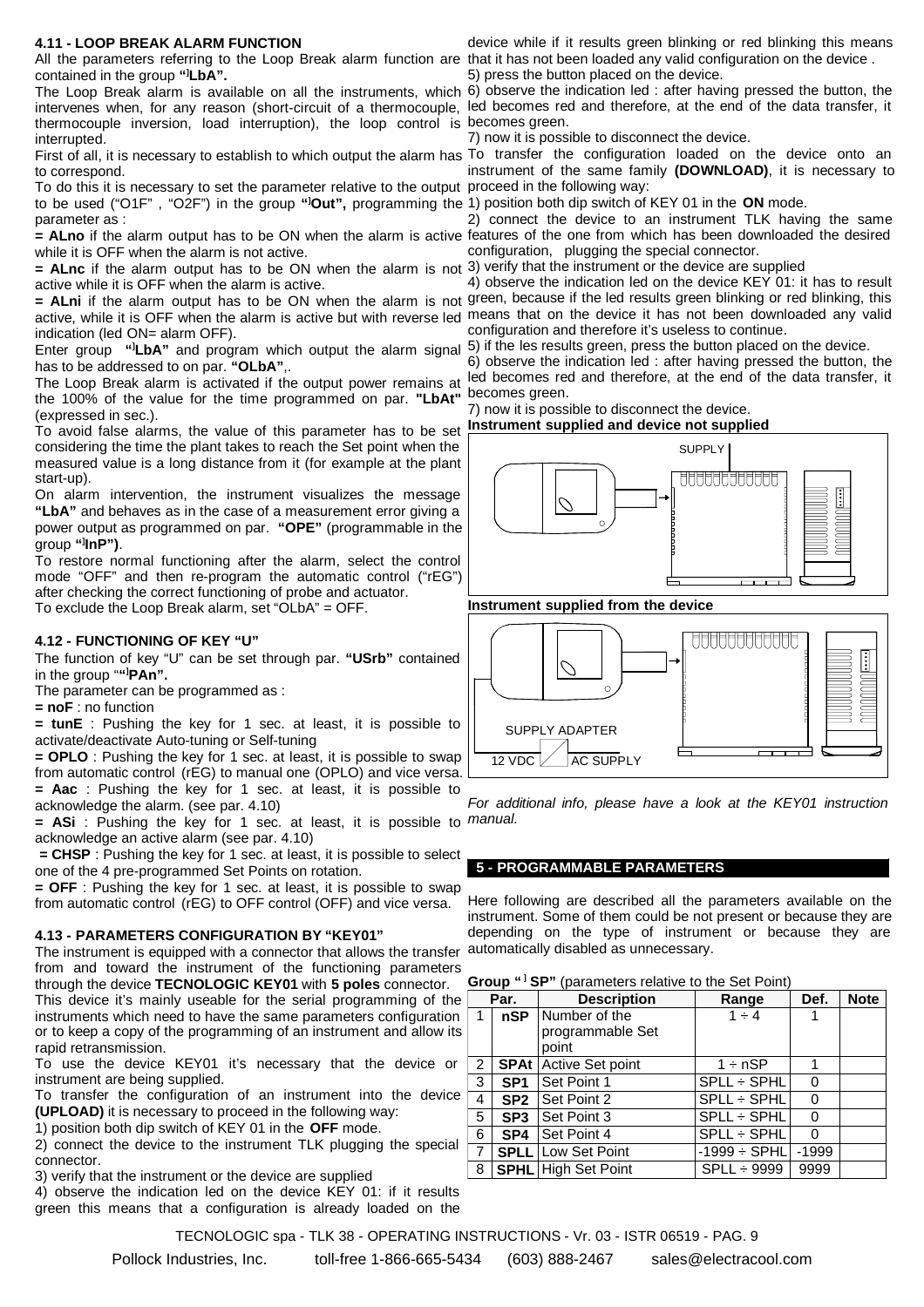### 4.11 - LOOP BREAK ALARM FUNCTION

All the parameters referring to the Loop Break alarm function are contained in the group **"]LbA".**

The Loop Break alarm is available on all the instruments, which intervenes when, for any reason (short-circuit of a thermocouple, thermocouple inversion, load interruption), the loop control is interrupted.

First of all, it is necessary to establish to which output the alarm has to correspond.

To do this it is necessary to set the parameter relative to the output to be used ("O1F" , "O2F") in the group **"]Out",** programming the parameter as :

**= ALno** if the alarm output has to be ON when the alarm is active while it is OFF when the alarm is not active.

**= ALnc** if the alarm output has to be ON when the alarm is not active while it is OFF when the alarm is active.

**= ALni** if the alarm output has to be ON when the alarm is not active, while it is OFF when the alarm is active but with reverse led indication (led ON= alarm OFF).

Enter group **"]LbA"** and program which output the alarm signal has to be addressed to on par. **"OLbA"**,.

The Loop Break alarm is activated if the output power remains at the 100% of the value for the time programmed on par. **"LbAt"** (expressed in sec.).

To avoid false alarms, the value of this parameter has to be set considering the time the plant takes to reach the Set point when the measured value is a long distance from it (for example at the plant start-up).

On alarm intervention, the instrument visualizes the message **"LbA"** and behaves as in the case of a measurement error giving a power output as programmed on par. **"OPE"** (programmable in the group **"]InP")**.

To restore normal functioning after the alarm, select the control mode "OFF" and then re-program the automatic control ("rEG") after checking the correct functioning of probe and actuator.

To exclude the Loop Break alarm, set "OLbA" = OFF.

### 4.12 - FUNCTIONING OF KEY "U"

The function of key "U" can be set through par. **"USrb"** contained in the group "**"]PAn".**

The parameter can be programmed as :

**= noF** : no function

**= tunE** : Pushing the key for 1 sec. at least, it is possible to activate/deactivate Auto-tuning or Self-tuning

**= OPLO** : Pushing the key for 1 sec. at least, it is possible to swap from automatic control (rEG) to manual one (OPLO) and vice versa.

**= Aac** : Pushing the key for 1 sec. at least, it is possible to acknowledge the alarm. (see par. 4.10)

**= ASi** : Pushing the key for 1 sec. at least, it is possible to acknowledge an active alarm (see par. 4.10)

**= CHSP** : Pushing the key for 1 sec. at least, it is possible to select one of the 4 pre-programmed Set Points on rotation.

**= OFF** : Pushing the key for 1 sec. at least, it is possible to swap from automatic control (rEG) to OFF control (OFF) and vice versa.

### 4.13 - PARAMETERS CONFIGURATION BY "KEY01"

The instrument is equipped with a connector that allows the transfer from and toward the instrument of the functioning parameters through the device **TECNOLOGIC KEY01** with **5 poles** connector.

This device it's mainly useable for the serial programming of the instruments which need to have the same parameters configuration or to keep a copy of the programming of an instrument and allow its rapid retransmission.

To use the device KEY01 it's necessary that the device or instrument are being supplied.

To transfer the configuration of an instrument into the device **(UPLOAD)** it is necessary to proceed in the following way:

1) position both dip switch of KEY 01 in the **OFF** mode.

2) connect the device to the instrument TLK plugging the special connector.

3) verify that the instrument or the device are supplied

4) observe the indication led on the device KEY 01: if it results green this means that a configuration is already loaded on the device while if it results green blinking or red blinking this means that it has not been loaded any valid configuration on the device .

5) press the button placed on the device.

6) observe the indication led : after having pressed the button, the led becomes red and therefore, at the end of the data transfer, it becomes green.

7) now it is possible to disconnect the device.

To transfer the configuration loaded on the device onto an instrument of the same family **(DOWNLOAD)**, it is necessary to proceed in the following way:

1) position both dip switch of KEY 01 in the **ON** mode.

2) connect the device to an instrument TLK having the same features of the one from which has been downloaded the desired configuration, plugging the special connector.

3) verify that the instrument or the device are supplied

4) observe the indication led on the device KEY 01: it has to result green, because if the led results green blinking or red blinking, this means that on the device it has not been downloaded any valid configuration and therefore it's useless to continue.

5) if the les results green, press the button placed on the device.

6) observe the indication led : after having pressed the button, the led becomes red and therefore, at the end of the data transfer, it becomes green.

7) now it is possible to disconnect the device.

**Instrument supplied and device not supplied**

SUPPLY

**Instrument supplied from the device**

SUPPLY ADAPTER

12 VDC AC SUPPLY

*For additional info, please have a look at the KEY01 instruction manual.*

## 5 - PROGRAMMABLE PARAMETERS

Here following are described all the parameters available on the instrument. Some of them could be not present or because they are depending on the type of instrument or because they are automatically disabled as unnecessary.

**Group "] SP"** (parameters relative to the Set Point)

| Par. | | Description | Range | Def. | Note |
|---|---|---|---|---|---|
| 1 | **nSP** | Number of the programmable Set point | 1 ÷ 4 | 1 | |
| 2 | **SPAt** | Active Set point | 1 ÷ nSP | 1 | |
| 3 | **SP1** | Set Point 1 | SPLL ÷ SPHL | 0 | |
| 4 | **SP2** | Set Point 2 | SPLL ÷ SPHL | 0 | |
| 5 | **SP3** | Set Point 3 | SPLL ÷ SPHL | 0 | |
| 6 | **SP4** | Set Point 4 | SPLL ÷ SPHL | 0 | |
| 7 | **SPLL** | Low Set Point | -1999 ÷ SPHL | -1999 | |
| 8 | **SPHL** | High Set Point | SPLL ÷ 9999 | 9999 | |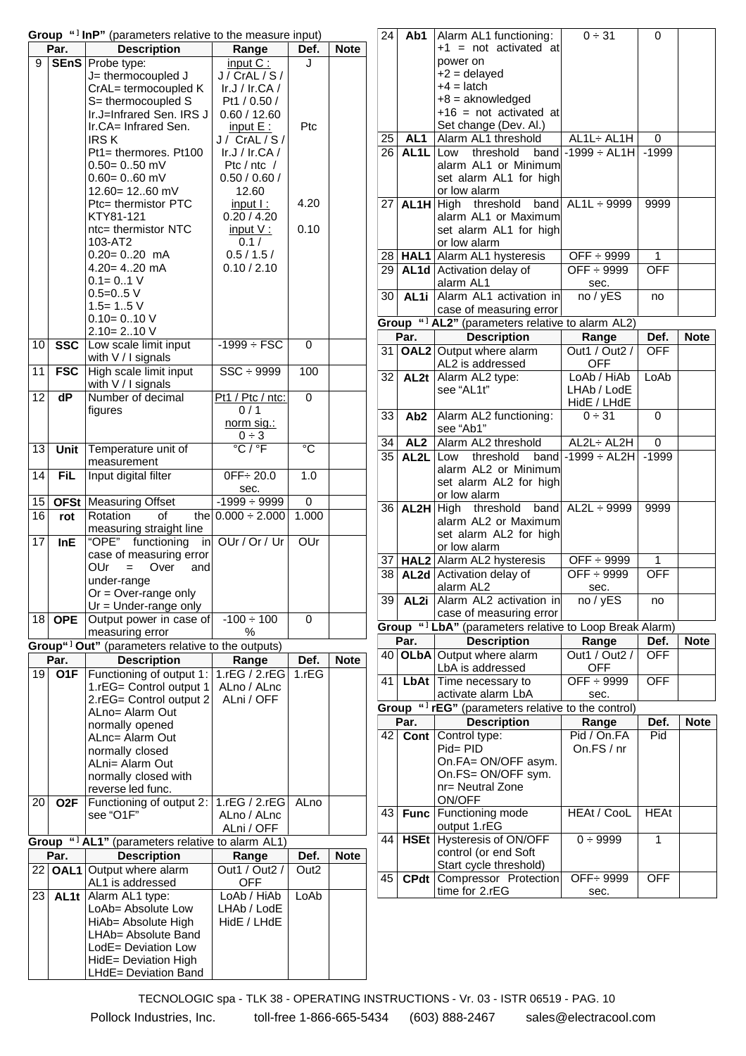Group "] InP" (parameters relative to the measure input)

| | Par. | Description | Range | Def. | Note |
|---|---|---|---|---|---|
| 9 | **SEnS** | Probe type:<br>J= thermocoupled J<br>CrAL= termocoupled K<br>S= thermocoupled S<br>Ir.J=Infrared Sen. IRS J<br>Ir.CA= Infrared Sen. IRS K<br>Pt1= thermores. Pt100<br>0.50= 0..50 mV<br>0.60= 0..60 mV<br>12.60= 12..60 mV<br>Ptc= thermistor PTC KTY81-121<br>ntc= thermistor NTC 103-AT2<br>0.20= 0..20 mA<br>4.20= 4..20 mA<br>0.1= 0..1 V<br>0.5=0..5 V<br>1.5= 1..5 V<br>0.10= 0..10 V<br>2.10= 2..10 V | input C :<br>J / CrAL / S / Ir.J / Ir.CA / Pt1 / 0.50 / 0.60 / 12.60<br>input E :<br>J / CrAL / S / Ir.J / Ir.CA / Ptc / ntc / 0.50 / 0.60 / 12.60<br>input I :<br>0.20 / 4.20<br>input V :<br>0.1 / 0.5 / 1.5 / 0.10 / 2.10 | J<br><br>Ptc<br><br>4.20<br><br>0.10 | |
| 10 | **SSC** | Low scale limit input with V / I signals | -1999 ÷ FSC | 0 | |
| 11 | **FSC** | High scale limit input with V / I signals | SSC ÷ 9999 | 100 | |
| 12 | **dP** | Number of decimal figures | Pt1 / Ptc / ntc:<br>0 / 1<br>norm sig.:<br>0 ÷ 3 | 0 | |
| 13 | **Unit** | Temperature unit of measurement | °C / °F | °C | |
| 14 | **FiL** | Input digital filter | 0FF÷ 20.0 sec. | 1.0 | |
| 15 | **OFSt** | Measuring Offset | -1999 ÷ 9999 | 0 | |
| 16 | **rot** | Rotation of the measuring straight line | 0.000 ÷ 2.000 | 1.000 | |
| 17 | **InE** | "OPE" functioning in case of measuring error<br>OUr = Over and under-range<br>Or = Over-range only<br>Ur = Under-range only | OUr / Or / Ur | OUr | |
| 18 | **OPE** | Output power in case of measuring error | -100 ÷ 100 % | 0 | |

Group "] Out" (parameters relative to the outputs)

| | Par. | Description | Range | Def. | Note |
|---|---|---|---|---|---|
| 19 | **O1F** | Functioning of output 1:<br>1.rEG= Control output 1<br>2.rEG= Control output 2<br>ALno= Alarm Out normally opened<br>ALnc= Alarm Out normally closed<br>ALni= Alarm Out normally closed with reverse led func. | 1.rEG / 2.rEG<br>ALno / ALnc<br>ALni / OFF | 1.rEG | |
| 20 | **O2F** | Functioning of output 2: see "O1F" | 1.rEG / 2.rEG<br>ALno / ALnc<br>ALni / OFF | ALno | |

Group "] AL1" (parameters relative to alarm AL1)

| | Par. | Description | Range | Def. | Note |
|---|---|---|---|---|---|
| 22 | **OAL1** | Output where alarm AL1 is addressed | Out1 / Out2 / OFF | Out2 | |
| 23 | **AL1t** | Alarm AL1 type:<br>LoAb= Absolute Low<br>HiAb= Absolute High<br>LHAb= Absolute Band<br>LodE= Deviation Low<br>HidE= Deviation High<br>LHdE= Deviation Band | LoAb / HiAb<br>LHAb / LodE<br>HidE / LHdE | LoAb | |
| 24 | **Ab1** | Alarm AL1 functioning:<br>+1 = not activated at power on<br>+2 = delayed<br>+4 = latch<br>+8 = aknowledged<br>+16 = not activated at Set change (Dev. Al.) | 0 ÷ 31 | 0 | |
| 25 | **AL1** | Alarm AL1 threshold | AL1L÷ AL1H | 0 | |
| 26 | **AL1L** | Low threshold band alarm AL1 or Minimum set alarm AL1 for high or low alarm | -1999 ÷ AL1H | -1999 | |
| 27 | **AL1H** | High threshold band alarm AL1 or Maximum set alarm AL1 for high or low alarm | AL1L ÷ 9999 | 9999 | |
| 28 | **HAL1** | Alarm AL1 hysteresis | OFF ÷ 9999 | 1 | |
| 29 | **AL1d** | Activation delay of alarm AL1 | OFF ÷ 9999 sec. | OFF | |
| 30 | **AL1i** | Alarm AL1 activation in case of measuring error | no / yES | no | |

Group "] AL2" (parameters relative to alarm AL2)

| | Par. | Description | Range | Def. | Note |
|---|---|---|---|---|---|
| 31 | **OAL2** | Output where alarm AL2 is addressed | Out1 / Out2 / OFF | OFF | |
| 32 | **AL2t** | Alarm AL2 type: see "AL1t" | LoAb / HiAb<br>LHAb / LodE<br>HidE / LHdE | LoAb | |
| 33 | **Ab2** | Alarm AL2 functioning: see "Ab1" | 0 ÷ 31 | 0 | |
| 34 | **AL2** | Alarm AL2 threshold | AL2L÷ AL2H | 0 | |
| 35 | **AL2L** | Low threshold band alarm AL2 or Minimum set alarm AL2 for high or low alarm | -1999 ÷ AL2H | -1999 | |
| 36 | **AL2H** | High threshold band alarm AL2 or Maximum set alarm AL2 for high or low alarm | AL2L ÷ 9999 | 9999 | |
| 37 | **HAL2** | Alarm AL2 hysteresis | OFF ÷ 9999 | 1 | |
| 38 | **AL2d** | Activation delay of alarm AL2 | OFF ÷ 9999 sec. | OFF | |
| 39 | **AL2i** | Alarm AL2 activation in case of measuring error | no / yES | no | |

Group "] LbA" (parameters relative to Loop Break Alarm)

| | Par. | Description | Range | Def. | Note |
|---|---|---|---|---|---|
| 40 | **OLbA** | Output where alarm LbA is addressed | Out1 / Out2 / OFF | OFF | |
| 41 | **LbAt** | Time necessary to activate alarm LbA | OFF ÷ 9999 sec. | OFF | |

Group "] rEG" (parameters relative to the control)

| | Par. | Description | Range | Def. | Note |
|---|---|---|---|---|---|
| 42 | **Cont** | Control type:<br>Pid= PID<br>On.FA= ON/OFF asym.<br>On.FS= ON/OFF sym.<br>nr= Neutral Zone ON/OFF | Pid / On.FA<br>On.FS / nr | Pid | |
| 43 | **Func** | Functioning mode output 1.rEG | HEAt / CooL | HEAt | |
| 44 | **HSEt** | Hysteresis of ON/OFF control (or end Soft Start cycle threshold) | 0 ÷ 9999 | 1 | |
| 45 | **CPdt** | Compressor Protection time for 2.rEG | OFF÷ 9999 sec. | OFF | |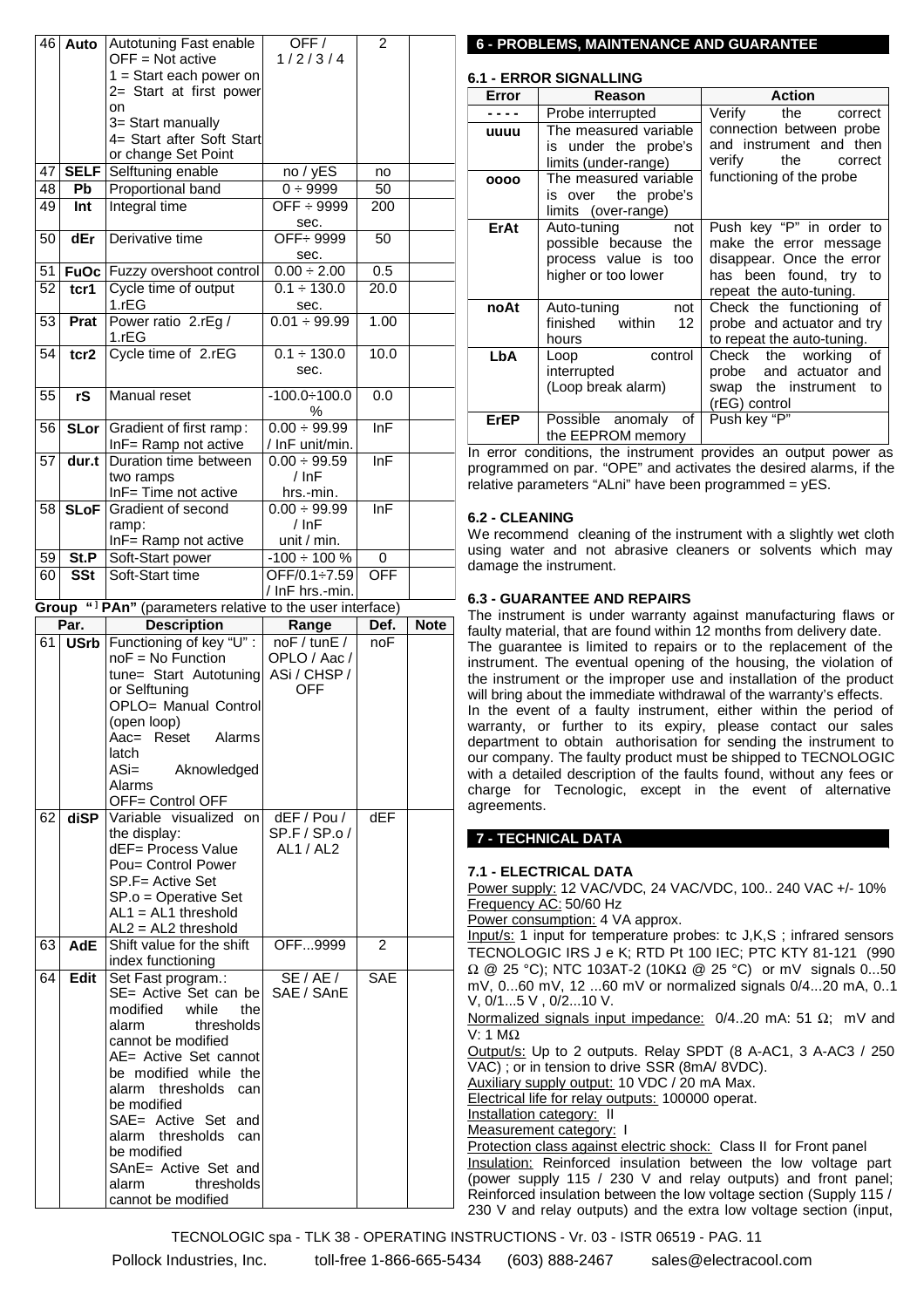| | Par. | Description | Range | Def. | Note |
|---|---|---|---|---|---|
| 46 | **Auto** | Autotuning Fast enable OFF = Not active 1 = Start each power on 2= Start at first power on 3= Start manually 4= Start after Soft Start or change Set Point | OFF / 1 / 2 / 3 / 4 | 2 | |
| 47 | **SELF** | Selftuning enable | no / yES | no | |
| 48 | **Pb** | Proportional band | 0 ÷ 9999 | 50 | |
| 49 | **Int** | Integral time | OFF ÷ 9999 sec. | 200 | |
| 50 | **dEr** | Derivative time | OFF÷ 9999 sec. | 50 | |
| 51 | **FuOc** | Fuzzy overshoot control | 0.00 ÷ 2.00 | 0.5 | |
| 52 | **tcr1** | Cycle time of output 1.rEG | 0.1 ÷ 130.0 sec. | 20.0 | |
| 53 | **Prat** | Power ratio 2.rEg / 1.rEG | 0.01 ÷ 99.99 | 1.00 | |
| 54 | **tcr2** | Cycle time of 2.rEG | 0.1 ÷ 130.0 sec. | 10.0 | |
| 55 | **rS** | Manual reset | -100.0÷100.0 % | 0.0 | |
| 56 | **SLor** | Gradient of first ramp: InF= Ramp not active | 0.00 ÷ 99.99 / InF unit/min. | InF | |
| 57 | **dur.t** | Duration time between two ramps InF= Time not active | 0.00 ÷ 99.59 / InF hrs..-min. | InF | |
| 58 | **SLoF** | Gradient of second ramp: InF= Ramp not active | 0.00 ÷ 99.99 / InF unit / min. | InF | |
| 59 | **St.P** | Soft-Start power | -100 ÷ 100 % | 0 | |
| 60 | **SSt** | Soft-Start time | OFF/0.1÷7.59 / InF hrs.-min. | OFF | |

**Group "] PAn"** (parameters relative to the user interface)

| | Par. | Description | Range | Def. | Note |
|---|---|---|---|---|---|
| 61 | **USrb** | Functioning of key "U" : noF = No Function tune= Start Autotuning or Selftuning OPLO= Manual Control (open loop) Aac= Reset Alarms latch ASi= Aknowledged Alarms OFF= Control OFF | noF / tunE / OPLO / Aac / ASi / CHSP / OFF | noF | |
| 62 | **diSP** | Variable visualized on the display: dEF= Process Value Pou= Control Power SP.F= Active Set SP.o = Operative Set AL1 = AL1 threshold AL2 = AL2 threshold | dEF / Pou / SP.F / SP.o / AL1 / AL2 | dEF | |
| 63 | **AdE** | Shift value for the shift index functioning | OFF...9999 | 2 | |
| 64 | **Edit** | Set Fast program.: SE= Active Set can be modified while the alarm thresholds cannot be modified AE= Active Set cannot be modified while the alarm thresholds can be modified SAE= Active Set and alarm thresholds can be modified SAnE= Active Set and alarm thresholds cannot be modified | SE / AE / SAE / SAnE | SAE | |

## 6 - PROBLEMS, MAINTENANCE AND GUARANTEE

### 6.1 - ERROR SIGNALLING

| Error | Reason | Action |
|---|---|---|
| **- - - -** | Probe interrupted | Verify the correct connection between probe and instrument and then verify the correct functioning of the probe |
| **uuuu** | The measured variable is under the probe's limits (under-range) | |
| **oooo** | The measured variable is over the probe's limits (over-range) | |
| **ErAt** | Auto-tuning not possible because the process value is too higher or too lower | Push key "P" in order to make the error message disappear. Once the error has been found, try to repeat the auto-tuning. |
| **noAt** | Auto-tuning not finished within 12 hours | Check the functioning of probe and actuator and try to repeat the auto-tuning. |
| **LbA** | Loop control interrupted (Loop break alarm) | Check the working of probe and actuator and swap the instrument to (rEG) control |
| **ErEP** | Possible anomaly of the EEPROM memory | Push key "P" |

In error conditions, the instrument provides an output power as programmed on par. "OPE" and activates the desired alarms, if the relative parameters "ALni" have been programmed = yES.

### 6.2 - CLEANING

We recommend cleaning of the instrument with a slightly wet cloth using water and not abrasive cleaners or solvents which may damage the instrument.

### 6.3 - GUARANTEE AND REPAIRS

The instrument is under warranty against manufacturing flaws or faulty material, that are found within 12 months from delivery date. The guarantee is limited to repairs or to the replacement of the instrument. The eventual opening of the housing, the violation of the instrument or the improper use and installation of the product will bring about the immediate withdrawal of the warranty's effects.
In the event of a faulty instrument, either within the period of warranty, or further to its expiry, please contact our sales department to obtain authorisation for sending the instrument to our company. The faulty product must be shipped to TECNOLOGIC with a detailed description of the faults found, without any fees or charge for Tecnologic, except in the event of alternative agreements.

## 7 - TECHNICAL DATA

### 7.1 - ELECTRICAL DATA

Power supply: 12 VAC/VDC, 24 VAC/VDC, 100.. 240 VAC +/- 10%
Frequency AC: 50/60 Hz
Power consumption: 4 VA approx.
Input/s: 1 input for temperature probes: tc J,K,S ; infrared sensors TECNOLOGIC IRS J e K; RTD Pt 100 IEC; PTC KTY 81-121 (990 Ω @ 25 °C); NTC 103AT-2 (10KΩ @ 25 °C) or mV signals 0...50 mV, 0...60 mV, 12 ...60 mV or normalized signals 0/4...20 mA, 0..1 V, 0/1...5 V , 0/2...10 V.
Normalized signals input impedance: 0/4..20 mA: 51 Ω; mV and V: 1 MΩ
Output/s: Up to 2 outputs. Relay SPDT (8 A-AC1, 3 A-AC3 / 250 VAC) ; or in tension to drive SSR (8mA/ 8VDC).
Auxiliary supply output: 10 VDC / 20 mA Max.
Electrical life for relay outputs: 100000 operat.
Installation category: II
Measurement category: I
Protection class against electric shock: Class II for Front panel
Insulation: Reinforced insulation between the low voltage part (power supply 115 / 230 V and relay outputs) and front panel; Reinforced insulation between the low voltage section (Supply 115 / 230 V and relay outputs) and the extra low voltage section (input,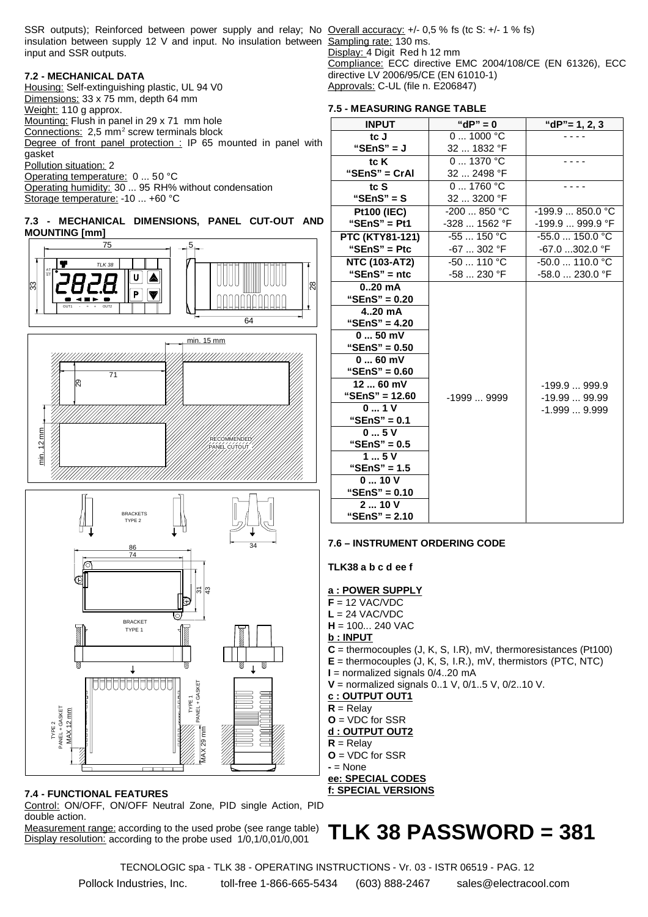SSR outputs); Reinforced between power supply and relay; No insulation between supply 12 V and input. No insulation between input and SSR outputs.

### 7.2 - MECHANICAL DATA

Housing: Self-extinguishing plastic, UL 94 V0
Dimensions: 33 x 75 mm, depth 64 mm
Weight: 110 g approx.
Mounting: Flush in panel in 29 x 71 mm hole
Connections: 2,5 mm² screw terminals block
Degree of front panel protection : IP 65 mounted in panel with gasket
Pollution situation: 2
Operating temperature: 0 ... 50 °C
Operating humidity: 30 ... 95 RH% without condensation
Storage temperature: -10 ... +60 °C

### 7.3 - MECHANICAL DIMENSIONS, PANEL CUT-OUT AND MOUNTING [mm]

75
5
TLK 38
AT
ST
U
P
OUT1
OUT2
33
28
64

min. 15 mm
71
29
min. 12 mm
RECOMMENDED PANEL CUTOUT

BRACKETS TYPE 2
86
74
34
31
43
BRACKET TYPE 1
TYPE 2 PANEL + GASKET MAX 12 mm
TYPE 1 PANEL + GASKET MAX 29 mm

### 7.4 - FUNCTIONAL FEATURES

Control: ON/OFF, ON/OFF Neutral Zone, PID single Action, PID double action.
Measurement range: according to the used probe (see range table)
Display resolution: according to the probe used 1/0,1/0,01/0,001
Overall accuracy: +/- 0,5 % fs (tc S: +/- 1 % fs)
Sampling rate: 130 ms.
Display: 4 Digit Red h 12 mm
Compliance: ECC directive EMC 2004/108/CE (EN 61326), ECC directive LV 2006/95/CE (EN 61010-1)
Approvals: C-UL (file n. E206847)

### 7.5 - MEASURING RANGE TABLE

| INPUT | "dP" = 0 | "dP"= 1, 2, 3 |
|---|---|---|
| tc J "SEnS" = J | 0 ... 1000 °C 32 ... 1832 °F | - - - - |
| tc K "SEnS" = CrAl | 0 ... 1370 °C 32 ... 2498 °F | - - - - |
| tc S "SEnS" = S | 0 ... 1760 °C 32 ... 3200 °F | - - - - |
| Pt100 (IEC) "SEnS" = Pt1 | -200 ... 850 °C -328 ... 1562 °F | -199.9 ... 850.0 °C -199.9 ... 999.9 °F |
| PTC (KTY81-121) "SEnS" = Ptc | -55 ... 150 °C -67 ... 302 °F | -55.0 ... 150.0 °C -67.0 ...302.0 °F |
| NTC (103-AT2) "SEnS" = ntc | -50 ... 110 °C -58 ... 230 °F | -50.0 ... 110.0 °C -58.0 ... 230.0 °F |
| 0..20 mA "SEnS" = 0.20 | -1999 ... 9999 | -199.9 ... 999.9 -19.99 ... 99.99 -1.999 ... 9.999 |
| 4..20 mA "SEnS" = 4.20 | | |
| 0 ... 50 mV "SEnS" = 0.50 | | |
| 0 ... 60 mV "SEnS" = 0.60 | | |
| 12 ... 60 mV "SEnS" = 12.60 | | |
| 0 ... 1 V "SEnS" = 0.1 | | |
| 0 ... 5 V "SEnS" = 0.5 | | |
| 1 ... 5 V "SEnS" = 1.5 | | |
| 0 ... 10 V "SEnS" = 0.10 | | |
| 2 ... 10 V "SEnS" = 2.10 | | |

### 7.6 – INSTRUMENT ORDERING CODE

**TLK38 a b c d ee f**

**a : POWER SUPPLY**
**F** = 12 VAC/VDC
**L** = 24 VAC/VDC
**H** = 100... 240 VAC
**b : INPUT**
**C** = thermocouples (J, K, S, I.R), mV, thermoresistances (Pt100)
**E** = thermocouples (J, K, S, I.R.), mV, thermistors (PTC, NTC)
**I** = normalized signals 0/4..20 mA
**V** = normalized signals 0..1 V, 0/1..5 V, 0/2..10 V.
**c : OUTPUT OUT1**
**R** = Relay
**O** = VDC for SSR
**d : OUTPUT OUT2**
**R** = Relay
**O** = VDC for SSR
**-** = None
**ee: SPECIAL CODES**
**f: SPECIAL VERSIONS**

# TLK 38 PASSWORD = 381

TECNOLOGIC spa - TLK 38 - OPERATING INSTRUCTIONS - Vr. 03 - ISTR 06519 - PAG. 12

Pollock Industries, Inc. toll-free 1-866-665-5434 (603) 888-2467 sales@electracool.com